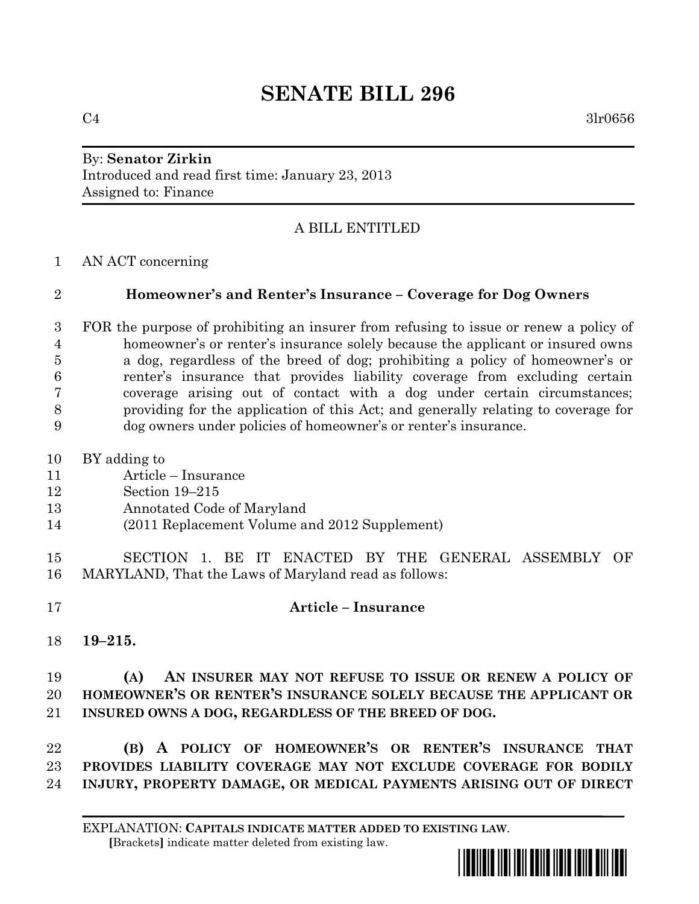# SENATE BILL 296

C4 3lr0656

By: **Senator Zirkin**
Introduced and read first time: January 23, 2013
Assigned to: Finance

A BILL ENTITLED

1 AN ACT concerning

2 **Homeowner's and Renter's Insurance – Coverage for Dog Owners**

3 FOR the purpose of prohibiting an insurer from refusing to issue or renew a policy of
4 homeowner's or renter's insurance solely because the applicant or insured owns
5 a dog, regardless of the breed of dog; prohibiting a policy of homeowner's or
6 renter's insurance that provides liability coverage from excluding certain
7 coverage arising out of contact with a dog under certain circumstances;
8 providing for the application of this Act; and generally relating to coverage for
9 dog owners under policies of homeowner's or renter's insurance.

10 BY adding to
11 Article – Insurance
12 Section 19–215
13 Annotated Code of Maryland
14 (2011 Replacement Volume and 2012 Supplement)

15 SECTION 1. BE IT ENACTED BY THE GENERAL ASSEMBLY OF
16 MARYLAND, That the Laws of Maryland read as follows:

17 **Article – Insurance**

18 **19–215.**

19 **(A) AN INSURER MAY NOT REFUSE TO ISSUE OR RENEW A POLICY OF**
20 **HOMEOWNER'S OR RENTER'S INSURANCE SOLELY BECAUSE THE APPLICANT OR**
21 **INSURED OWNS A DOG, REGARDLESS OF THE BREED OF DOG.**

22 **(B) A POLICY OF HOMEOWNER'S OR RENTER'S INSURANCE THAT**
23 **PROVIDES LIABILITY COVERAGE MAY NOT EXCLUDE COVERAGE FOR BODILY**
24 **INJURY, PROPERTY DAMAGE, OR MEDICAL PAYMENTS ARISING OUT OF DIRECT**

EXPLANATION: **CAPITALS INDICATE MATTER ADDED TO EXISTING LAW.**
**[**Brackets**]** indicate matter deleted from existing law.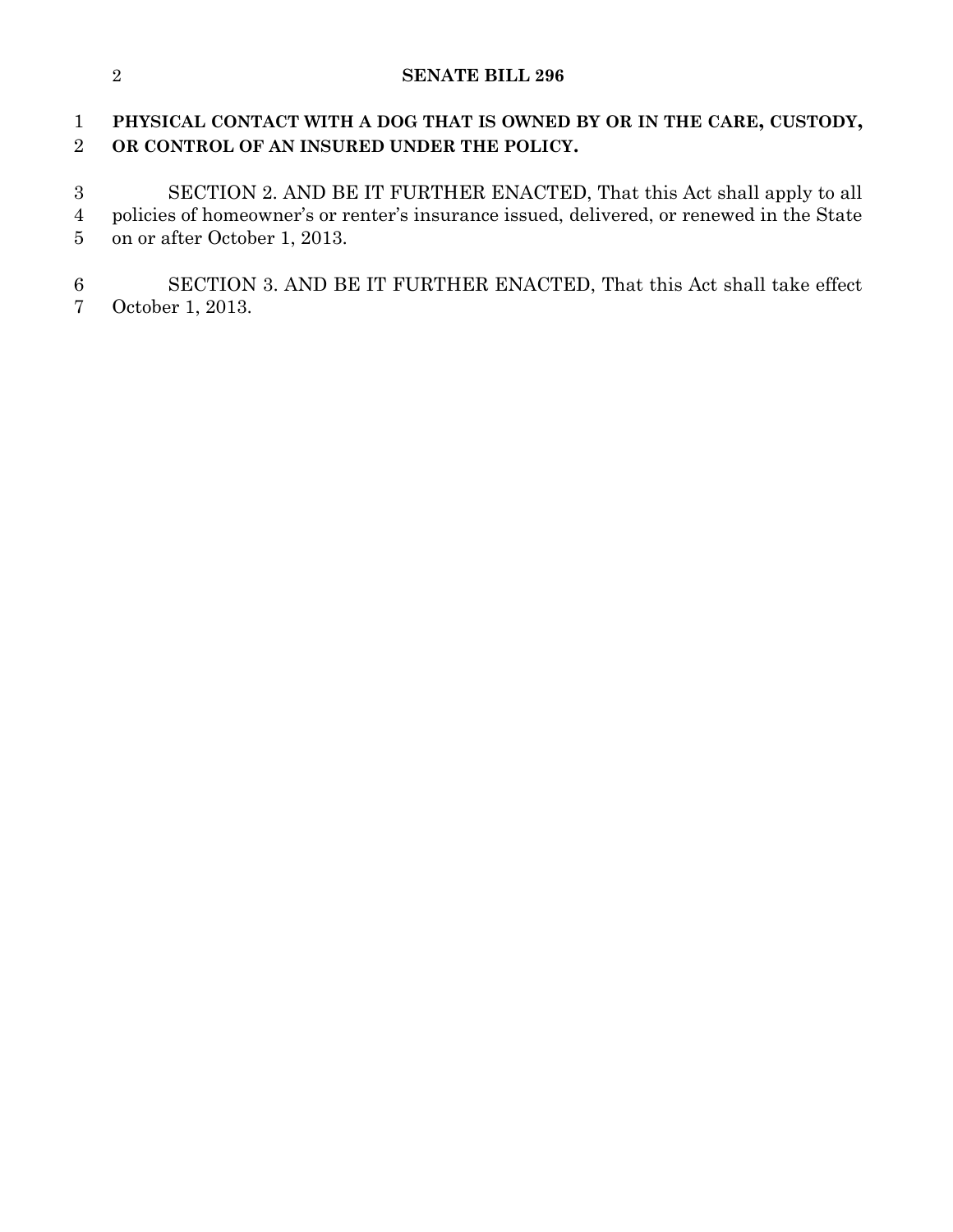**PHYSICAL CONTACT WITH A DOG THAT IS OWNED BY OR IN THE CARE, CUSTODY, OR CONTROL OF AN INSURED UNDER THE POLICY.**

SECTION 2. AND BE IT FURTHER ENACTED, That this Act shall apply to all policies of homeowner's or renter's insurance issued, delivered, or renewed in the State on or after October 1, 2013.

SECTION 3. AND BE IT FURTHER ENACTED, That this Act shall take effect October 1, 2013.